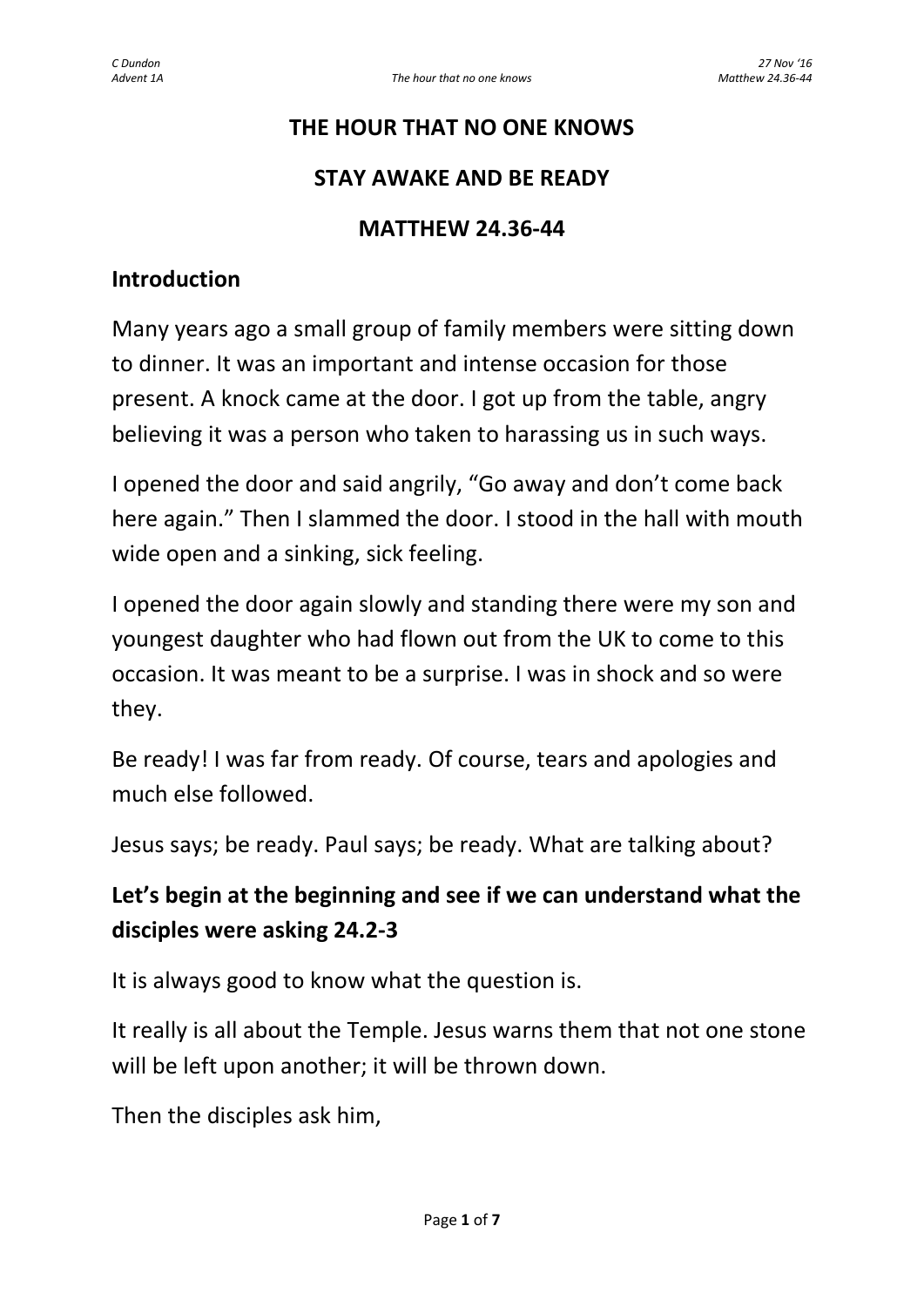# THE HOUR THAT NO ONE KNOWS

## STAY AWAKE AND BE READY

## MATTHEW 24.36-44

### Introduction

Many years ago a small group of family members were sitting down to dinner. It was an important and intense occasion for those present. A knock came at the door. I got up from the table, angry believing it was a person who taken to harassing us in such ways.

I opened the door and said angrily, "Go away and don't come back here again." Then I slammed the door. I stood in the hall with mouth wide open and a sinking, sick feeling.

I opened the door again slowly and standing there were my son and youngest daughter who had flown out from the UK to come to this occasion. It was meant to be a surprise. I was in shock and so were they.

Be ready! I was far from ready. Of course, tears and apologies and much else followed.

Jesus says; be ready. Paul says; be ready. What are talking about?

### Let's begin at the beginning and see if we can understand what the disciples were asking 24.2-3

It is always good to know what the question is.

It really is all about the Temple. Jesus warns them that not one stone will be left upon another; it will be thrown down.

Then the disciples ask him,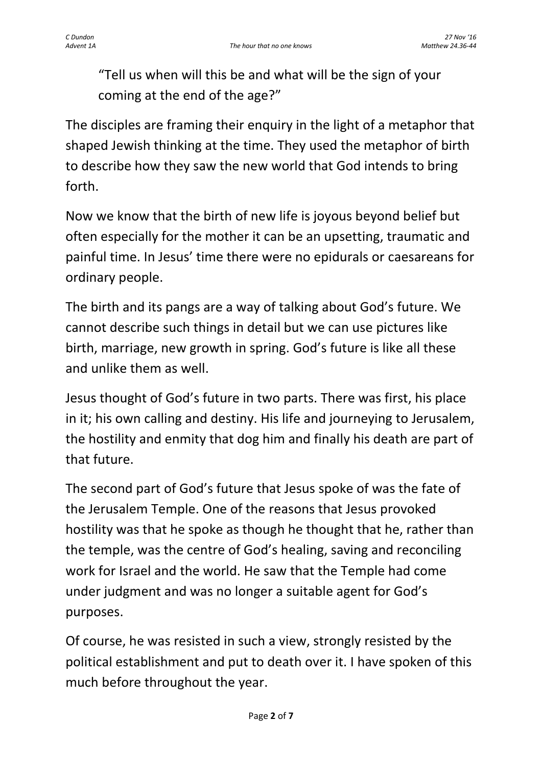> "Tell us when will this be and what will be the sign of your coming at the end of the age?"

The disciples are framing their enquiry in the light of a metaphor that shaped Jewish thinking at the time. They used the metaphor of birth to describe how they saw the new world that God intends to bring forth.

Now we know that the birth of new life is joyous beyond belief but often especially for the mother it can be an upsetting, traumatic and painful time. In Jesus' time there were no epidurals or caesareans for ordinary people.

The birth and its pangs are a way of talking about God's future. We cannot describe such things in detail but we can use pictures like birth, marriage, new growth in spring. God's future is like all these and unlike them as well.

Jesus thought of God's future in two parts. There was first, his place in it; his own calling and destiny. His life and journeying to Jerusalem, the hostility and enmity that dog him and finally his death are part of that future.

The second part of God's future that Jesus spoke of was the fate of the Jerusalem Temple. One of the reasons that Jesus provoked hostility was that he spoke as though he thought that he, rather than the temple, was the centre of God's healing, saving and reconciling work for Israel and the world. He saw that the Temple had come under judgment and was no longer a suitable agent for God's purposes.

Of course, he was resisted in such a view, strongly resisted by the political establishment and put to death over it. I have spoken of this much before throughout the year.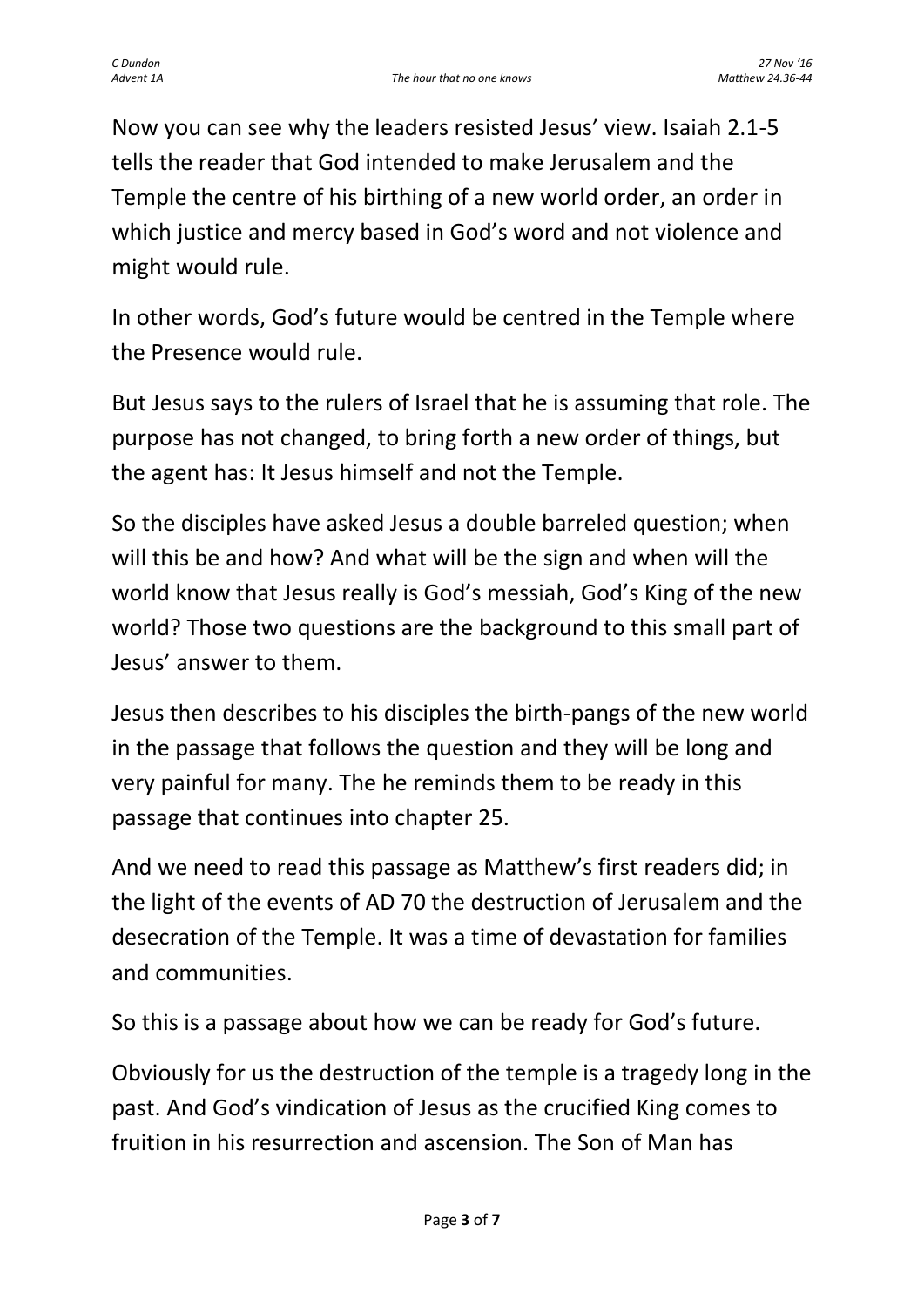Now you can see why the leaders resisted Jesus' view. Isaiah 2.1-5 tells the reader that God intended to make Jerusalem and the Temple the centre of his birthing of a new world order, an order in which justice and mercy based in God's word and not violence and might would rule.

In other words, God's future would be centred in the Temple where the Presence would rule.

But Jesus says to the rulers of Israel that he is assuming that role. The purpose has not changed, to bring forth a new order of things, but the agent has: It Jesus himself and not the Temple.

So the disciples have asked Jesus a double barreled question; when will this be and how? And what will be the sign and when will the world know that Jesus really is God's messiah, God's King of the new world? Those two questions are the background to this small part of Jesus' answer to them.

Jesus then describes to his disciples the birth-pangs of the new world in the passage that follows the question and they will be long and very painful for many. The he reminds them to be ready in this passage that continues into chapter 25.

And we need to read this passage as Matthew's first readers did; in the light of the events of AD 70 the destruction of Jerusalem and the desecration of the Temple. It was a time of devastation for families and communities.

So this is a passage about how we can be ready for God's future.

Obviously for us the destruction of the temple is a tragedy long in the past. And God's vindication of Jesus as the crucified King comes to fruition in his resurrection and ascension. The Son of Man has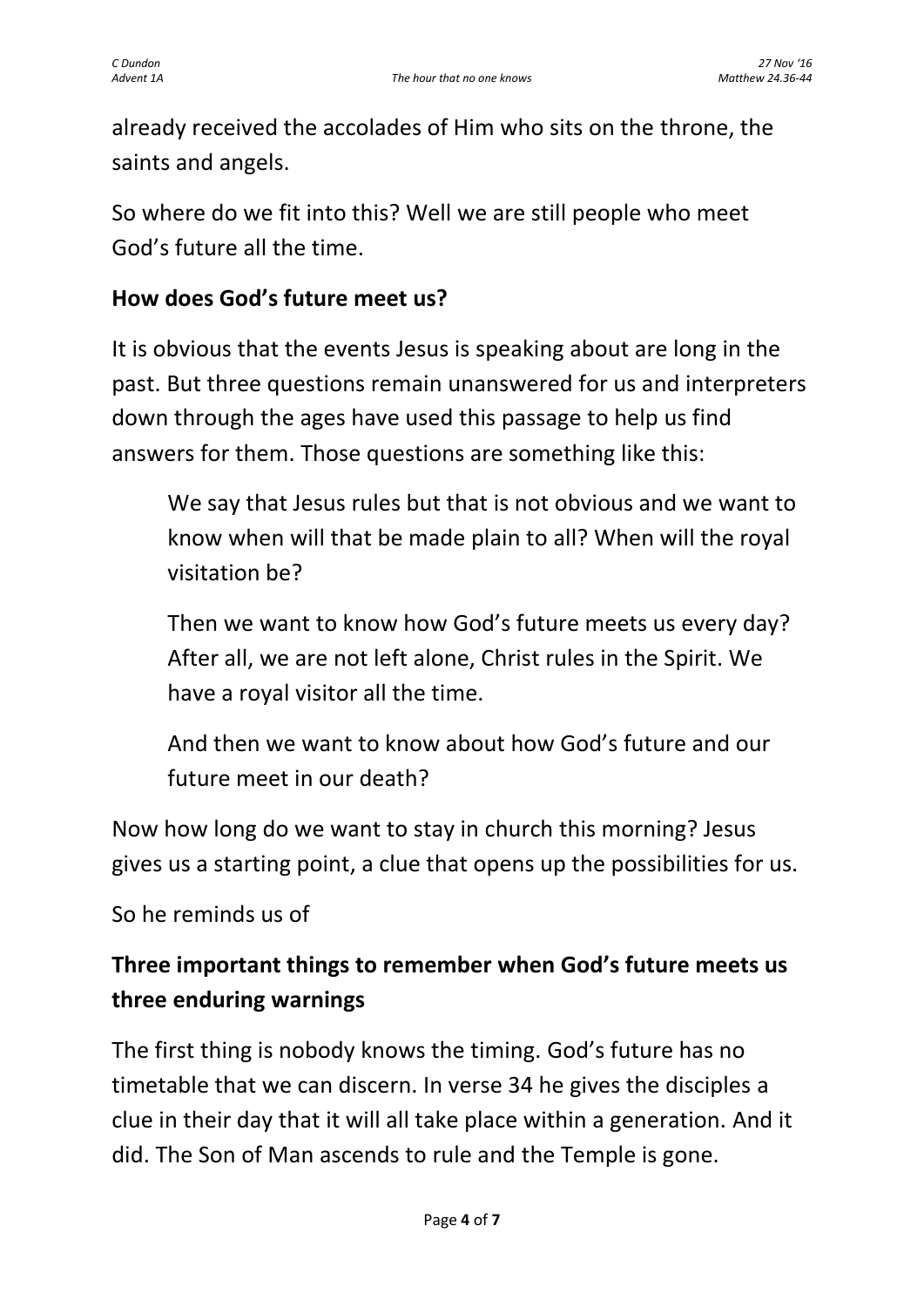already received the accolades of Him who sits on the throne, the saints and angels.

So where do we fit into this? Well we are still people who meet God's future all the time.

**How does God's future meet us?**

It is obvious that the events Jesus is speaking about are long in the past. But three questions remain unanswered for us and interpreters down through the ages have used this passage to help us find answers for them. Those questions are something like this:

> We say that Jesus rules but that is not obvious and we want to know when will that be made plain to all? When will the royal visitation be?
>
> Then we want to know how God's future meets us every day? After all, we are not left alone, Christ rules in the Spirit. We have a royal visitor all the time.
>
> And then we want to know about how God's future and our future meet in our death?

Now how long do we want to stay in church this morning? Jesus gives us a starting point, a clue that opens up the possibilities for us.

So he reminds us of

**Three important things to remember when God's future meets us three enduring warnings**

The first thing is nobody knows the timing. God's future has no timetable that we can discern. In verse 34 he gives the disciples a clue in their day that it will all take place within a generation. And it did. The Son of Man ascends to rule and the Temple is gone.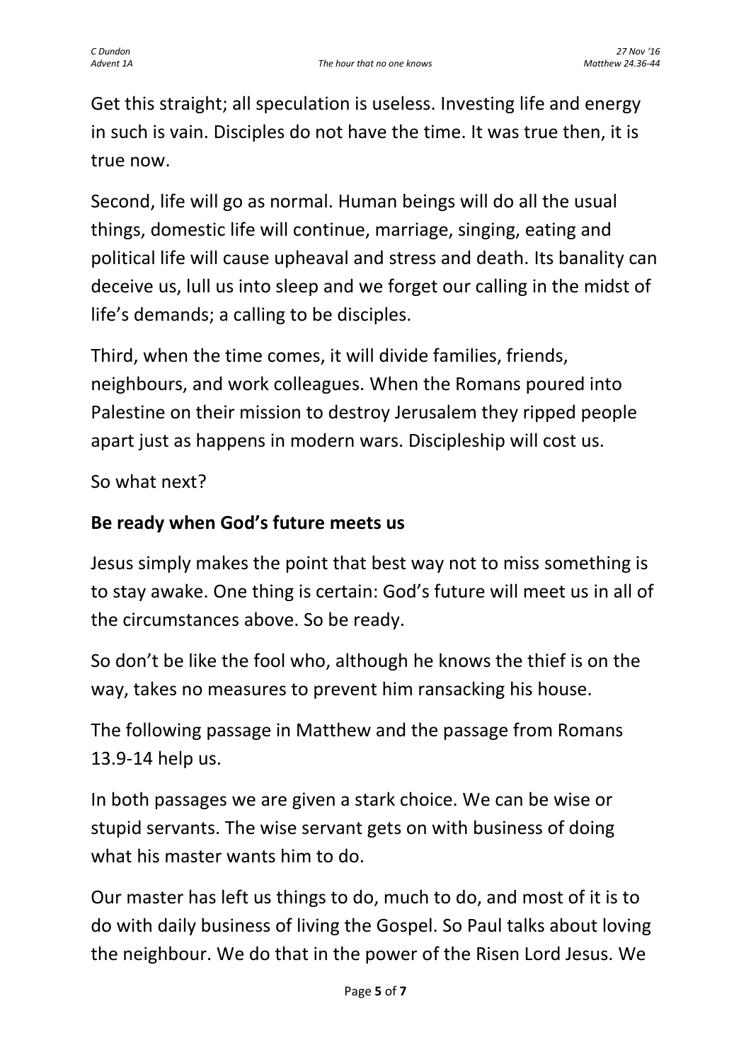Get this straight; all speculation is useless. Investing life and energy in such is vain. Disciples do not have the time. It was true then, it is true now.

Second, life will go as normal. Human beings will do all the usual things, domestic life will continue, marriage, singing, eating and political life will cause upheaval and stress and death. Its banality can deceive us, lull us into sleep and we forget our calling in the midst of life's demands; a calling to be disciples.

Third, when the time comes, it will divide families, friends, neighbours, and work colleagues. When the Romans poured into Palestine on their mission to destroy Jerusalem they ripped people apart just as happens in modern wars. Discipleship will cost us.

So what next?

**Be ready when God's future meets us**

Jesus simply makes the point that best way not to miss something is to stay awake. One thing is certain: God's future will meet us in all of the circumstances above. So be ready.

So don't be like the fool who, although he knows the thief is on the way, takes no measures to prevent him ransacking his house.

The following passage in Matthew and the passage from Romans 13.9-14 help us.

In both passages we are given a stark choice. We can be wise or stupid servants. The wise servant gets on with business of doing what his master wants him to do.

Our master has left us things to do, much to do, and most of it is to do with daily business of living the Gospel. So Paul talks about loving the neighbour. We do that in the power of the Risen Lord Jesus. We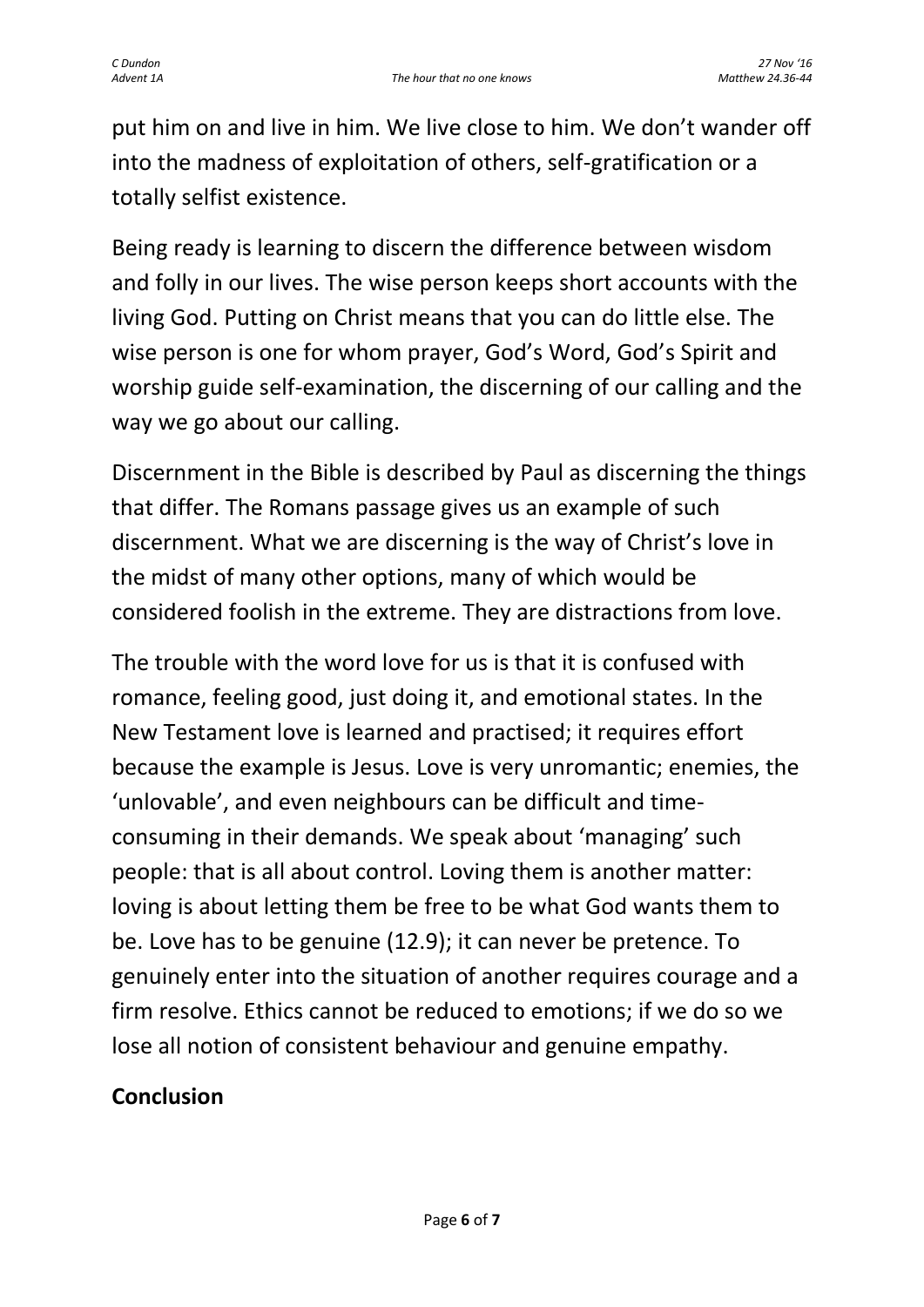put him on and live in him. We live close to him. We don't wander off into the madness of exploitation of others, self-gratification or a totally selfist existence.

Being ready is learning to discern the difference between wisdom and folly in our lives. The wise person keeps short accounts with the living God. Putting on Christ means that you can do little else. The wise person is one for whom prayer, God's Word, God's Spirit and worship guide self-examination, the discerning of our calling and the way we go about our calling.

Discernment in the Bible is described by Paul as discerning the things that differ. The Romans passage gives us an example of such discernment. What we are discerning is the way of Christ's love in the midst of many other options, many of which would be considered foolish in the extreme. They are distractions from love.

The trouble with the word love for us is that it is confused with romance, feeling good, just doing it, and emotional states. In the New Testament love is learned and practised; it requires effort because the example is Jesus. Love is very unromantic; enemies, the 'unlovable', and even neighbours can be difficult and time-consuming in their demands. We speak about 'managing' such people: that is all about control. Loving them is another matter: loving is about letting them be free to be what God wants them to be. Love has to be genuine (12.9); it can never be pretence. To genuinely enter into the situation of another requires courage and a firm resolve. Ethics cannot be reduced to emotions; if we do so we lose all notion of consistent behaviour and genuine empathy.

## Conclusion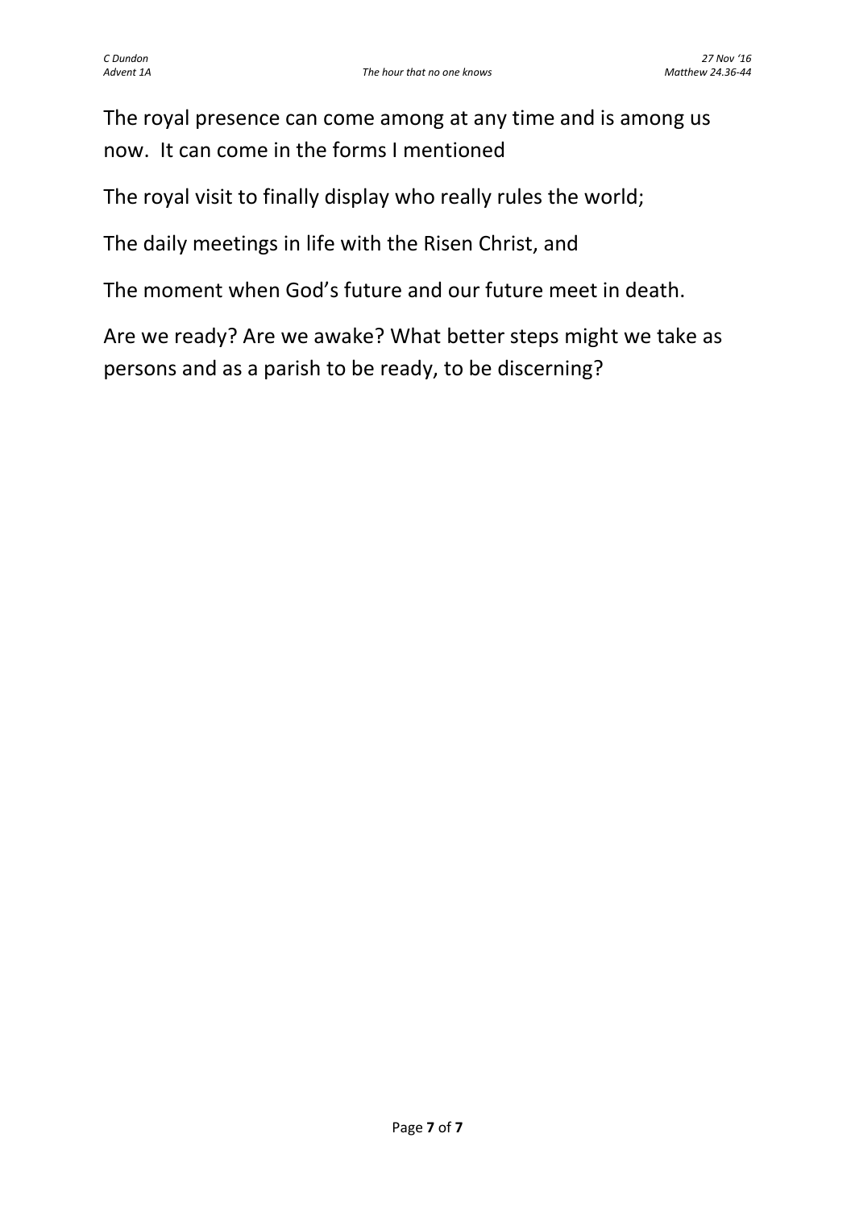The royal presence can come among at any time and is among us now. It can come in the forms I mentioned

The royal visit to finally display who really rules the world;

The daily meetings in life with the Risen Christ, and

The moment when God's future and our future meet in death.

Are we ready? Are we awake? What better steps might we take as persons and as a parish to be ready, to be discerning?